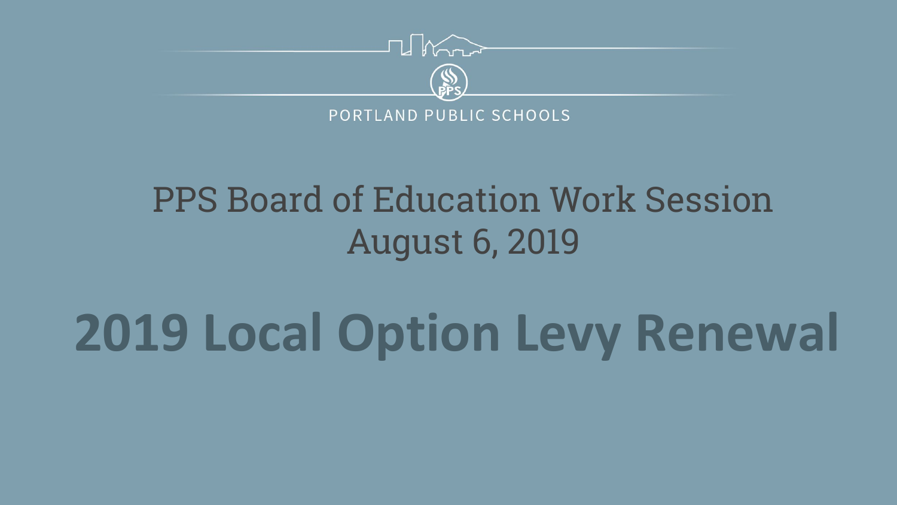PORTLAND PUBLIC SCHOOLS

PPS Board of Education Work Session
August 6, 2019

# 2019 Local Option Levy Renewal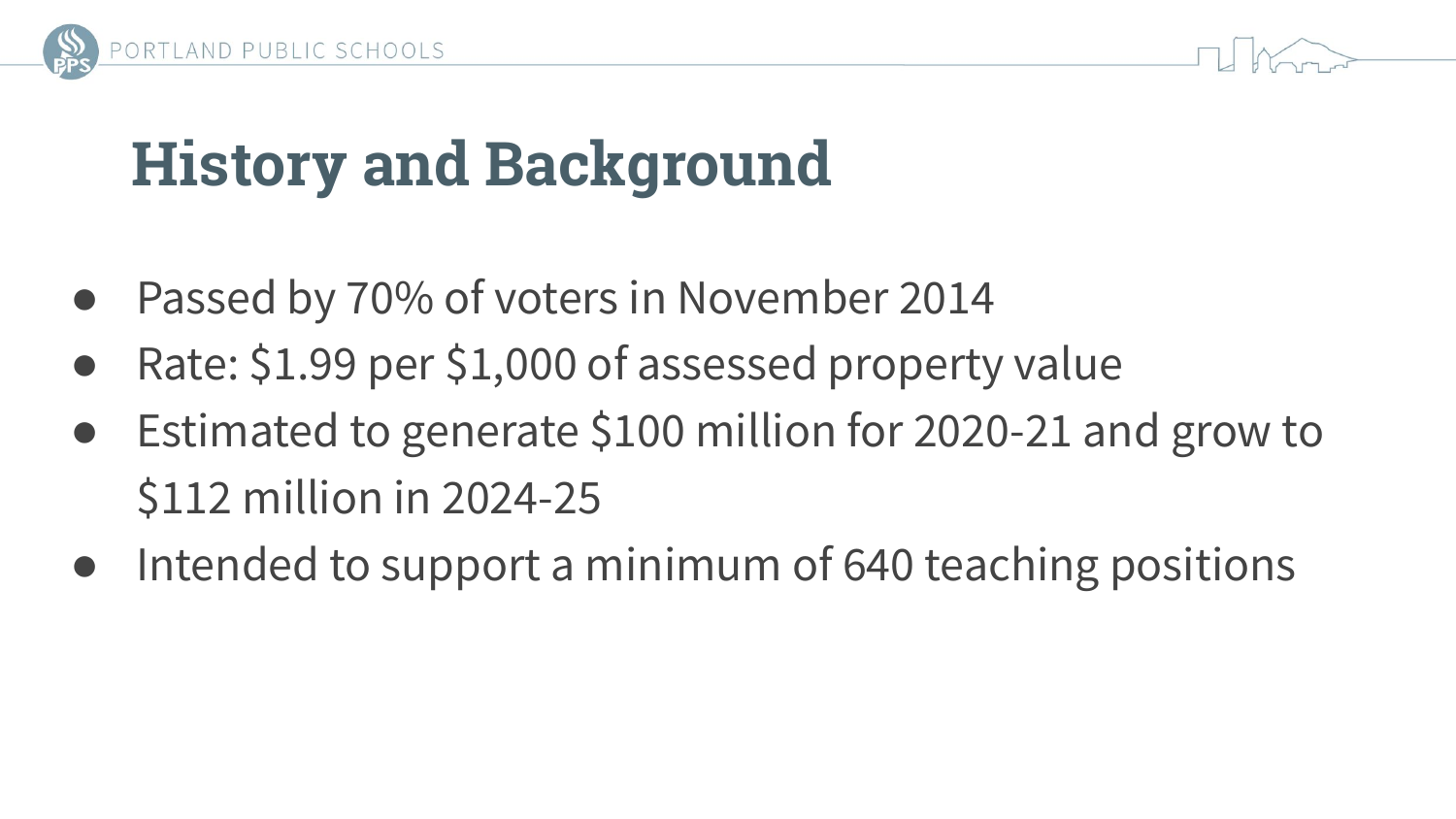# History and Background

- Passed by 70% of voters in November 2014
- Rate: $1.99 per $1,000 of assessed property value
- Estimated to generate $100 million for 2020-21 and grow to $112 million in 2024-25
- Intended to support a minimum of 640 teaching positions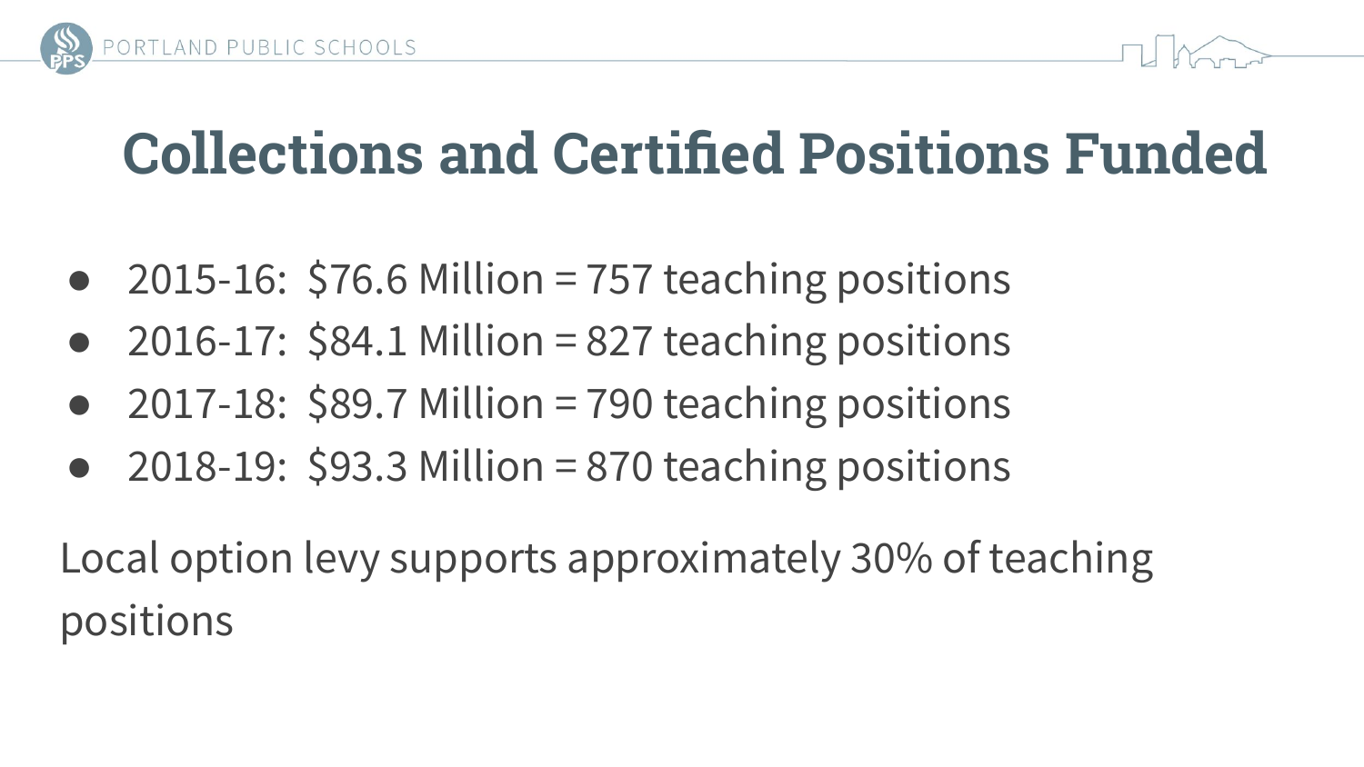# Collections and Certified Positions Funded

- 2015-16: $76.6 Million = 757 teaching positions
- 2016-17: $84.1 Million = 827 teaching positions
- 2017-18: $89.7 Million = 790 teaching positions
- 2018-19: $93.3 Million = 870 teaching positions

Local option levy supports approximately 30% of teaching positions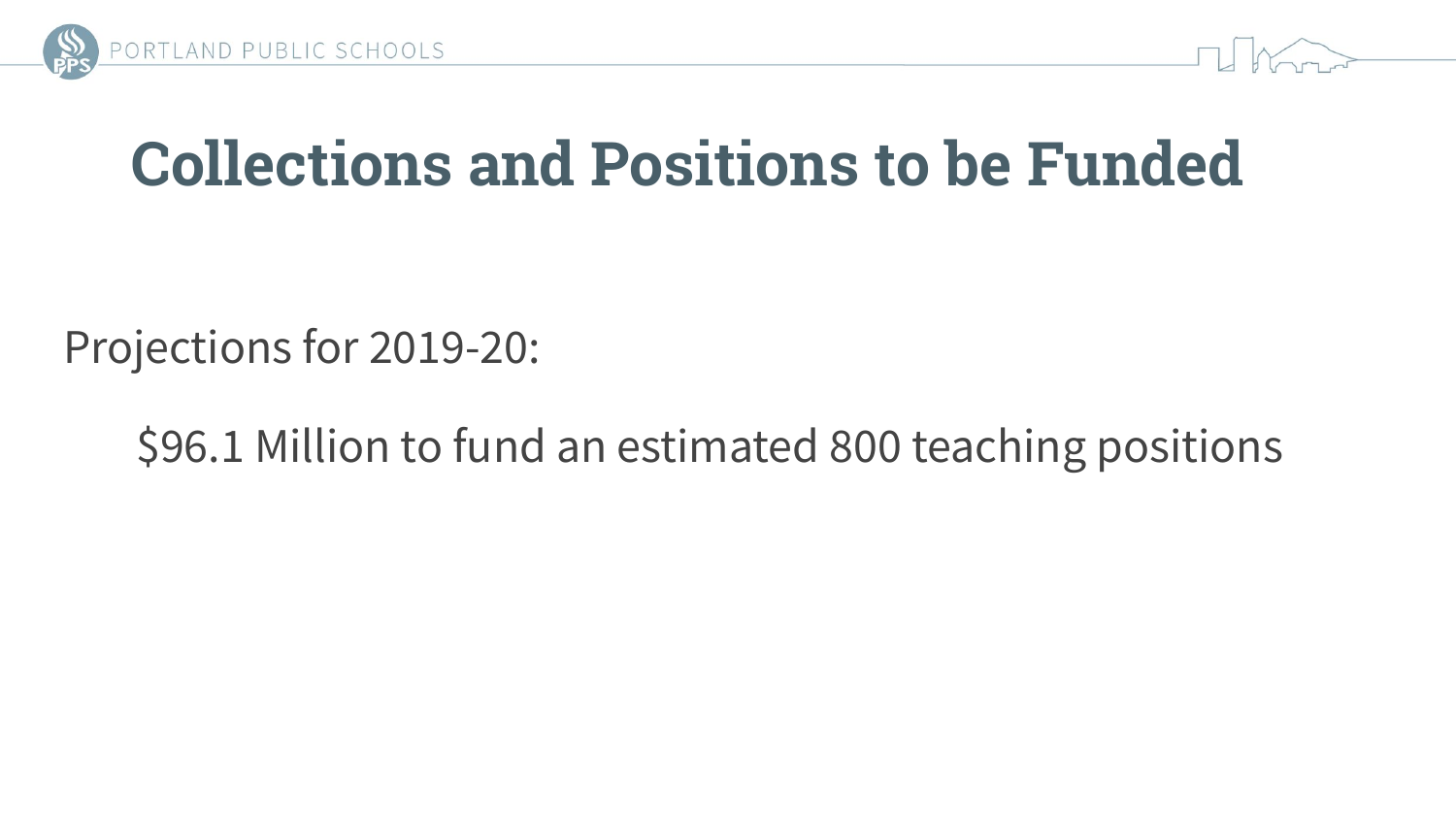# Collections and Positions to be Funded

Projections for 2019-20:

$96.1 Million to fund an estimated 800 teaching positions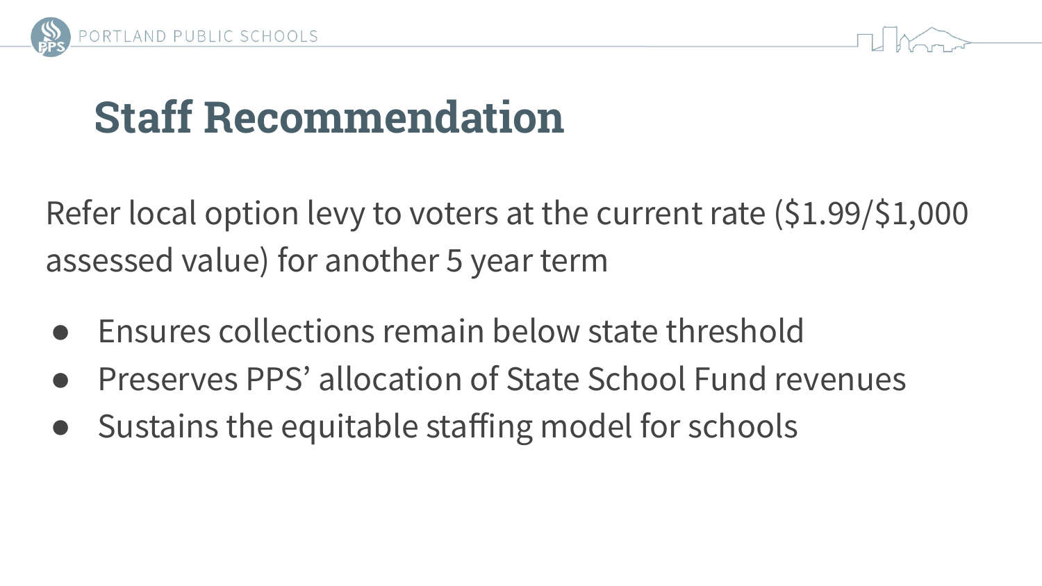# Staff Recommendation

Refer local option levy to voters at the current rate ($1.99/$1,000 assessed value) for another 5 year term

- Ensures collections remain below state threshold
- Preserves PPS' allocation of State School Fund revenues
- Sustains the equitable staffing model for schools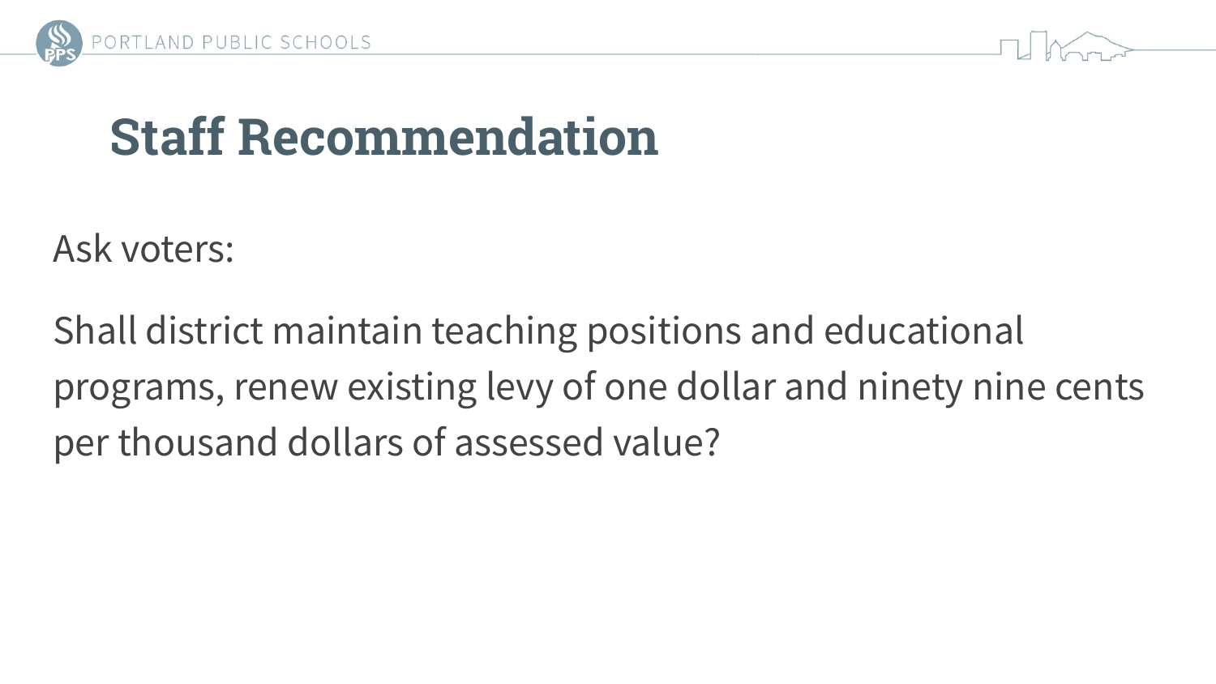# Staff Recommendation

Ask voters:

Shall district maintain teaching positions and educational programs, renew existing levy of one dollar and ninety nine cents per thousand dollars of assessed value?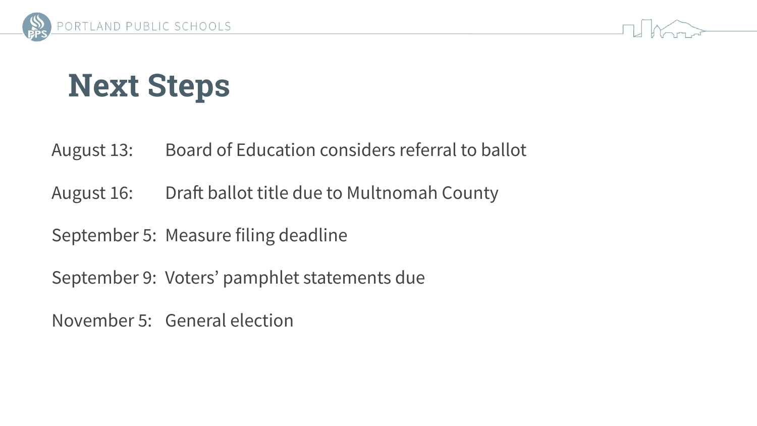# Next Steps

August 13: Board of Education considers referral to ballot

August 16: Draft ballot title due to Multnomah County

September 5: Measure filing deadline

September 9: Voters' pamphlet statements due

November 5: General election